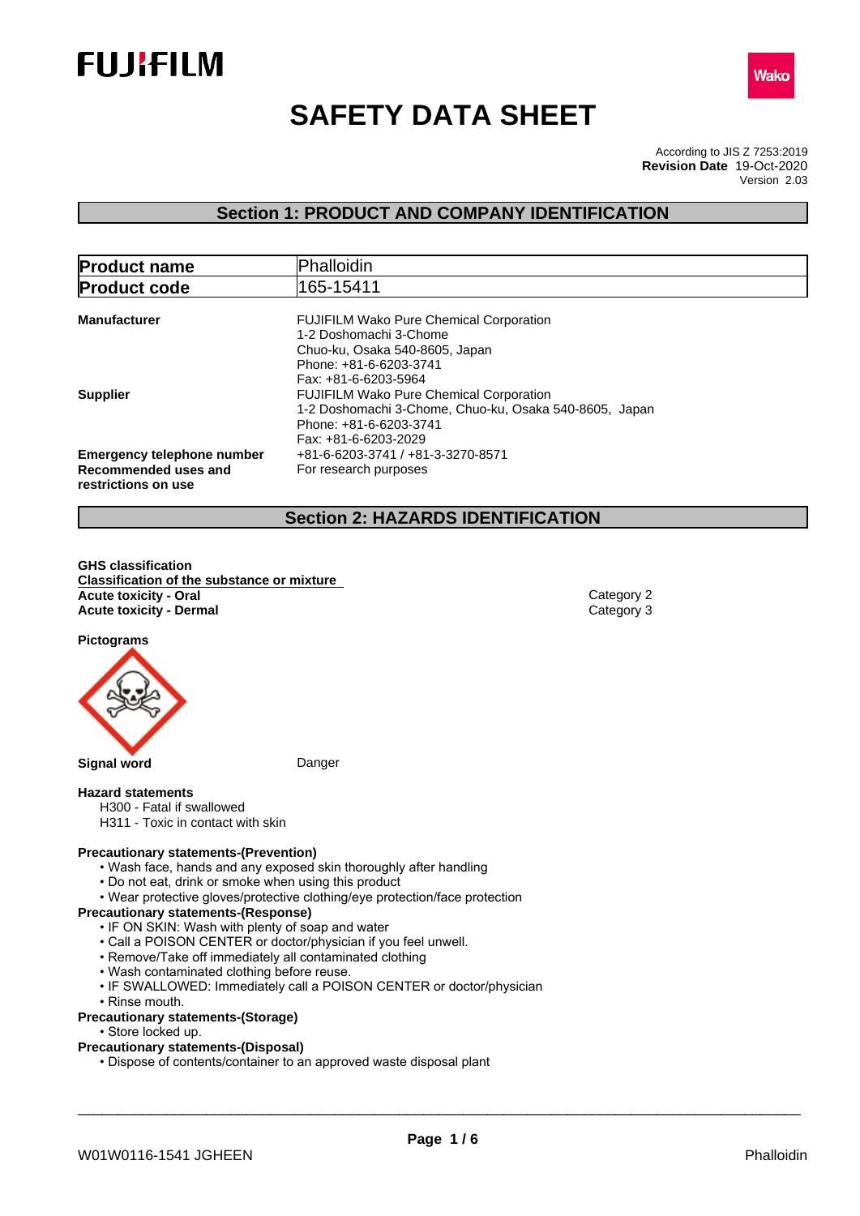FUJIFILM

Wako

# SAFETY DATA SHEET

According to JIS Z 7253:2019
**Revision Date** 19-Oct-2020
Version 2.03

## Section 1: PRODUCT AND COMPANY IDENTIFICATION

| **Product name** | Phalloidin |
|---|---|
| **Product code** | 165-15411 |

**Manufacturer**
FUJIFILM Wako Pure Chemical Corporation
1-2 Doshomachi 3-Chome
Chuo-ku, Osaka 540-8605, Japan
Phone: +81-6-6203-3741
Fax: +81-6-6203-5964

**Supplier**
FUJIFILM Wako Pure Chemical Corporation
1-2 Doshomachi 3-Chome, Chuo-ku, Osaka 540-8605, Japan
Phone: +81-6-6203-3741
Fax: +81-6-6203-2029

**Emergency telephone number** +81-6-6203-3741 / +81-3-3270-8571

**Recommended uses and restrictions on use** For research purposes

## Section 2: HAZARDS IDENTIFICATION

**GHS classification**

**Classification of the substance or mixture**

| | |
|---|---|
| **Acute toxicity - Oral** | Category 2 |
| **Acute toxicity - Dermal** | Category 3 |

**Pictograms**

**Signal word** Danger

**Hazard statements**

H300 - Fatal if swallowed
H311 - Toxic in contact with skin

**Precautionary statements-(Prevention)**

- Wash face, hands and any exposed skin thoroughly after handling
- Do not eat, drink or smoke when using this product
- Wear protective gloves/protective clothing/eye protection/face protection

**Precautionary statements-(Response)**

- IF ON SKIN: Wash with plenty of soap and water
- Call a POISON CENTER or doctor/physician if you feel unwell.
- Remove/Take off immediately all contaminated clothing
- Wash contaminated clothing before reuse.
- IF SWALLOWED: Immediately call a POISON CENTER or doctor/physician
- Rinse mouth.

**Precautionary statements-(Storage)**

- Store locked up.

**Precautionary statements-(Disposal)**

- Dispose of contents/container to an approved waste disposal plant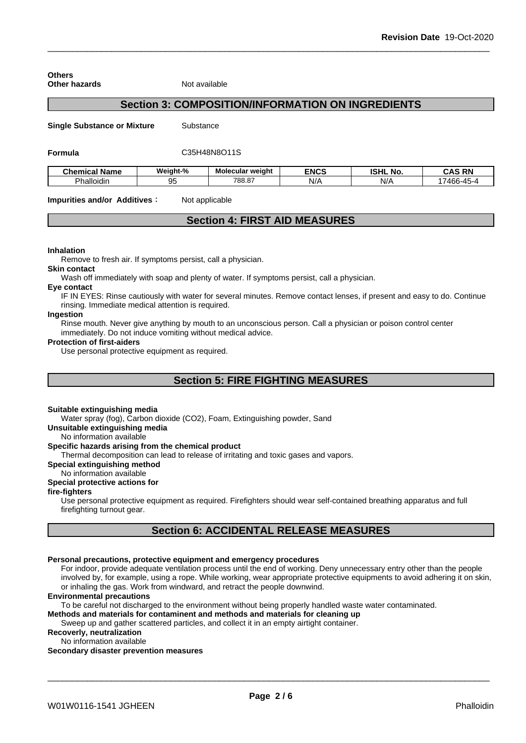**Others**

**Other hazards** Not available

## Section 3: COMPOSITION/INFORMATION ON INGREDIENTS

**Single Substance or Mixture** Substance

**Formula** $C_{35}H_{48}N_8O_{11}S$

| Chemical Name | Weight-% | Molecular weight | ENCS | ISHL No. | CAS RN |
|---|---|---|---|---|---|
| Phalloidin | 95 | 788.87 | N/A | N/A | 17466-45-4 |

**Impurities and/or Additives**： Not applicable

## Section 4: FIRST AID MEASURES

**Inhalation**

Remove to fresh air. If symptoms persist, call a physician.

**Skin contact**

Wash off immediately with soap and plenty of water. If symptoms persist, call a physician.

**Eye contact**

IF IN EYES: Rinse cautiously with water for several minutes. Remove contact lenses, if present and easy to do. Continue rinsing. Immediate medical attention is required.

**Ingestion**

Rinse mouth. Never give anything by mouth to an unconscious person. Call a physician or poison control center immediately. Do not induce vomiting without medical advice.

**Protection of first-aiders**

Use personal protective equipment as required.

## Section 5: FIRE FIGHTING MEASURES

**Suitable extinguishing media**

Water spray (fog), Carbon dioxide (CO2), Foam, Extinguishing powder, Sand

**Unsuitable extinguishing media**

No information available

**Specific hazards arising from the chemical product**

Thermal decomposition can lead to release of irritating and toxic gases and vapors.

**Special extinguishing method**

No information available

**Special protective actions for fire-fighters**

Use personal protective equipment as required. Firefighters should wear self-contained breathing apparatus and full firefighting turnout gear.

## Section 6: ACCIDENTAL RELEASE MEASURES

**Personal precautions, protective equipment and emergency procedures**

For indoor, provide adequate ventilation process until the end of working. Deny unnecessary entry other than the people involved by, for example, using a rope. While working, wear appropriate protective equipments to avoid adhering it on skin, or inhaling the gas. Work from windward, and retract the people downwind.

**Environmental precautions**

To be careful not discharged to the environment without being properly handled waste water contaminated.

**Methods and materials for contaminent and methods and materials for cleaning up**

Sweep up and gather scattered particles, and collect it in an empty airtight container.

**Recoverly, neutralization**

No information available

**Secondary disaster prevention measures**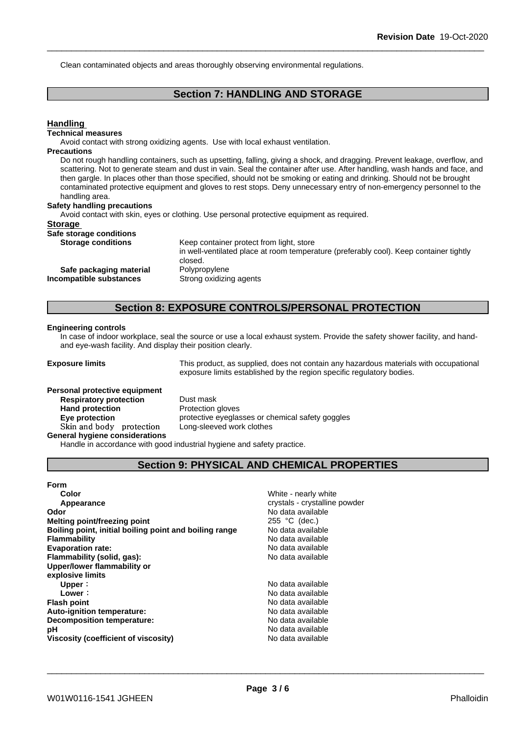Clean contaminated objects and areas thoroughly observing environmental regulations.

## Section 7: HANDLING AND STORAGE

### Handling

**Technical measures**

Avoid contact with strong oxidizing agents. Use with local exhaust ventilation.

**Precautions**

Do not rough handling containers, such as upsetting, falling, giving a shock, and dragging. Prevent leakage, overflow, and scattering. Not to generate steam and dust in vain. Seal the container after use. After handling, wash hands and face, and then gargle. In places other than those specified, should not be smoking or eating and drinking. Should not be brought contaminated protective equipment and gloves to rest stops. Deny unnecessary entry of non-emergency personnel to the handling area.

**Safety handling precautions**

Avoid contact with skin, eyes or clothing. Use personal protective equipment as required.

### Storage

**Safe storage conditions**

| | |
|---|---|
| **Storage conditions** | Keep container protect from light, store in well-ventilated place at room temperature (preferably cool). Keep container tightly closed. |
| **Safe packaging material** | Polypropylene |
| **Incompatible substances** | Strong oxidizing agents |

## Section 8: EXPOSURE CONTROLS/PERSONAL PROTECTION

**Engineering controls**

In case of indoor workplace, seal the source or use a local exhaust system. Provide the safety shower facility, and hand- and eye-wash facility. And display their position clearly.

**Exposure limits** This product, as supplied, does not contain any hazardous materials with occupational exposure limits established by the region specific regulatory bodies.

**Personal protective equipment**

| | |
|---|---|
| **Respiratory protection** | Dust mask |
| **Hand protection** | Protection gloves |
| **Eye protection** | protective eyeglasses or chemical safety goggles |
| Skin and body protection | Long-sleeved work clothes |

**General hygiene considerations**

Handle in accordance with good industrial hygiene and safety practice.

## Section 9: PHYSICAL AND CHEMICAL PROPERTIES

| | |
|---|---|
| **Form** | |
| **Color** | White - nearly white |
| **Appearance** | crystals - crystalline powder |
| **Odor** | No data available |
| **Melting point/freezing point** | 255 °C (dec.) |
| **Boiling point, initial boiling point and boiling range** | No data available |
| **Flammability** | No data available |
| **Evaporation rate:** | No data available |
| **Flammability (solid, gas):** | No data available |
| **Upper/lower flammability or explosive limits** | |
| **Upper：** | No data available |
| **Lower：** | No data available |
| **Flash point** | No data available |
| **Auto-ignition temperature:** | No data available |
| **Decomposition temperature:** | No data available |
| **pH** | No data available |
| **Viscosity (coefficient of viscosity)** | No data available |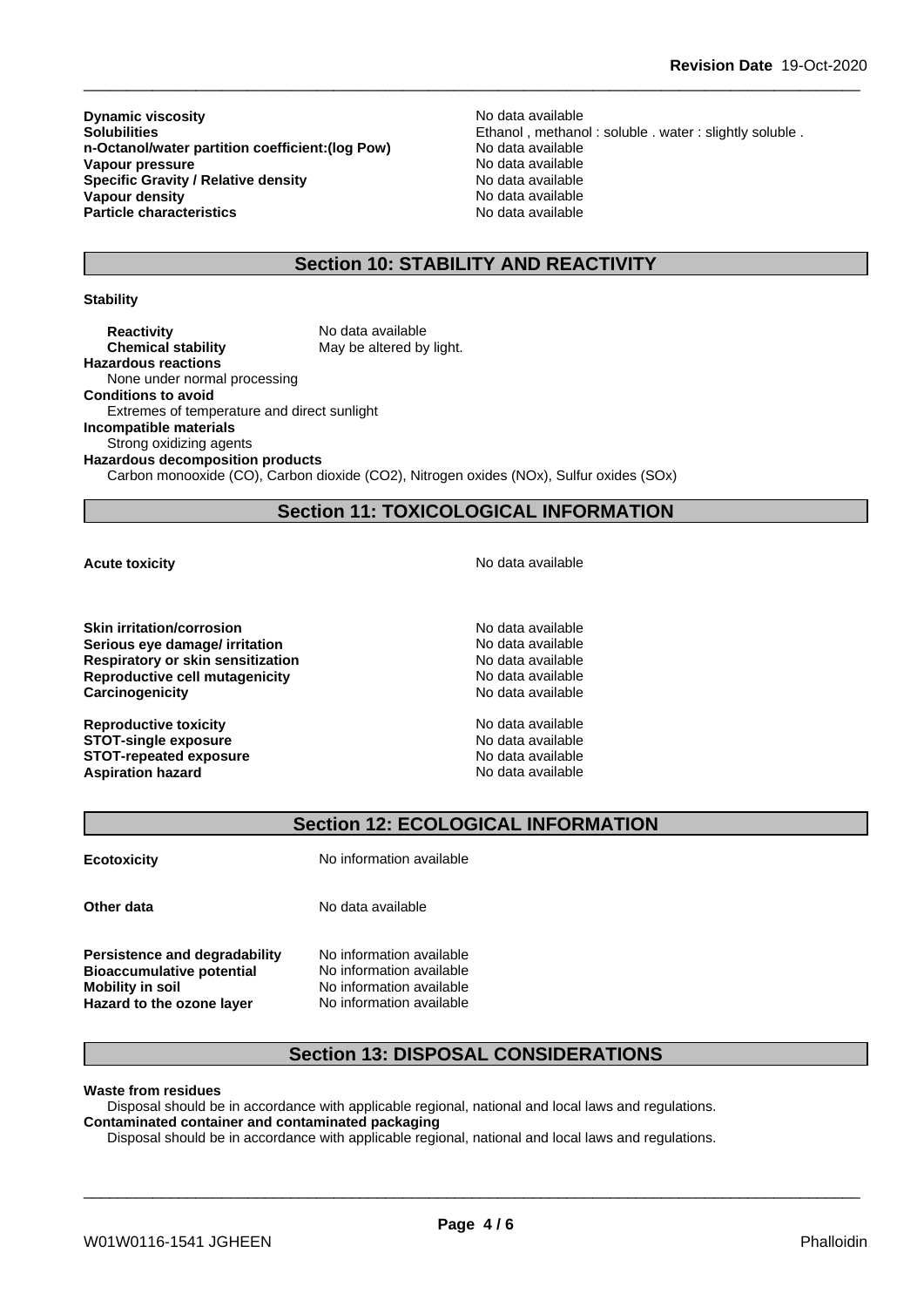| | |
|---|---|
| **Dynamic viscosity** | No data available |
| **Solubilities** | Ethanol , methanol : soluble . water : slightly soluble . |
| **n-Octanol/water partition coefficient:(log Pow)** | No data available |
| **Vapour pressure** | No data available |
| **Specific Gravity / Relative density** | No data available |
| **Vapour density** | No data available |
| **Particle characteristics** | No data available |

## Section 10: STABILITY AND REACTIVITY

**Stability**

| | |
|---|---|
| **Reactivity** | No data available |
| **Chemical stability** | May be altered by light. |

**Hazardous reactions**
None under normal processing

**Conditions to avoid**
Extremes of temperature and direct sunlight

**Incompatible materials**
Strong oxidizing agents

**Hazardous decomposition products**
Carbon monooxide (CO), Carbon dioxide ($CO_2$), Nitrogen oxides ($NO_x$), Sulfur oxides ($SO_x$)

## Section 11: TOXICOLOGICAL INFORMATION

| | |
|---|---|
| **Acute toxicity** | No data available |
| **Skin irritation/corrosion** | No data available |
| **Serious eye damage/ irritation** | No data available |
| **Respiratory or skin sensitization** | No data available |
| **Reproductive cell mutagenicity** | No data available |
| **Carcinogenicity** | No data available |
| **Reproductive toxicity** | No data available |
| **STOT-single exposure** | No data available |
| **STOT-repeated exposure** | No data available |
| **Aspiration hazard** | No data available |

## Section 12: ECOLOGICAL INFORMATION

| | |
|---|---|
| **Ecotoxicity** | No information available |
| **Other data** | No data available |
| **Persistence and degradability** | No information available |
| **Bioaccumulative potential** | No information available |
| **Mobility in soil** | No information available |
| **Hazard to the ozone layer** | No information available |

## Section 13: DISPOSAL CONSIDERATIONS

**Waste from residues**
Disposal should be in accordance with applicable regional, national and local laws and regulations.

**Contaminated container and contaminated packaging**
Disposal should be in accordance with applicable regional, national and local laws and regulations.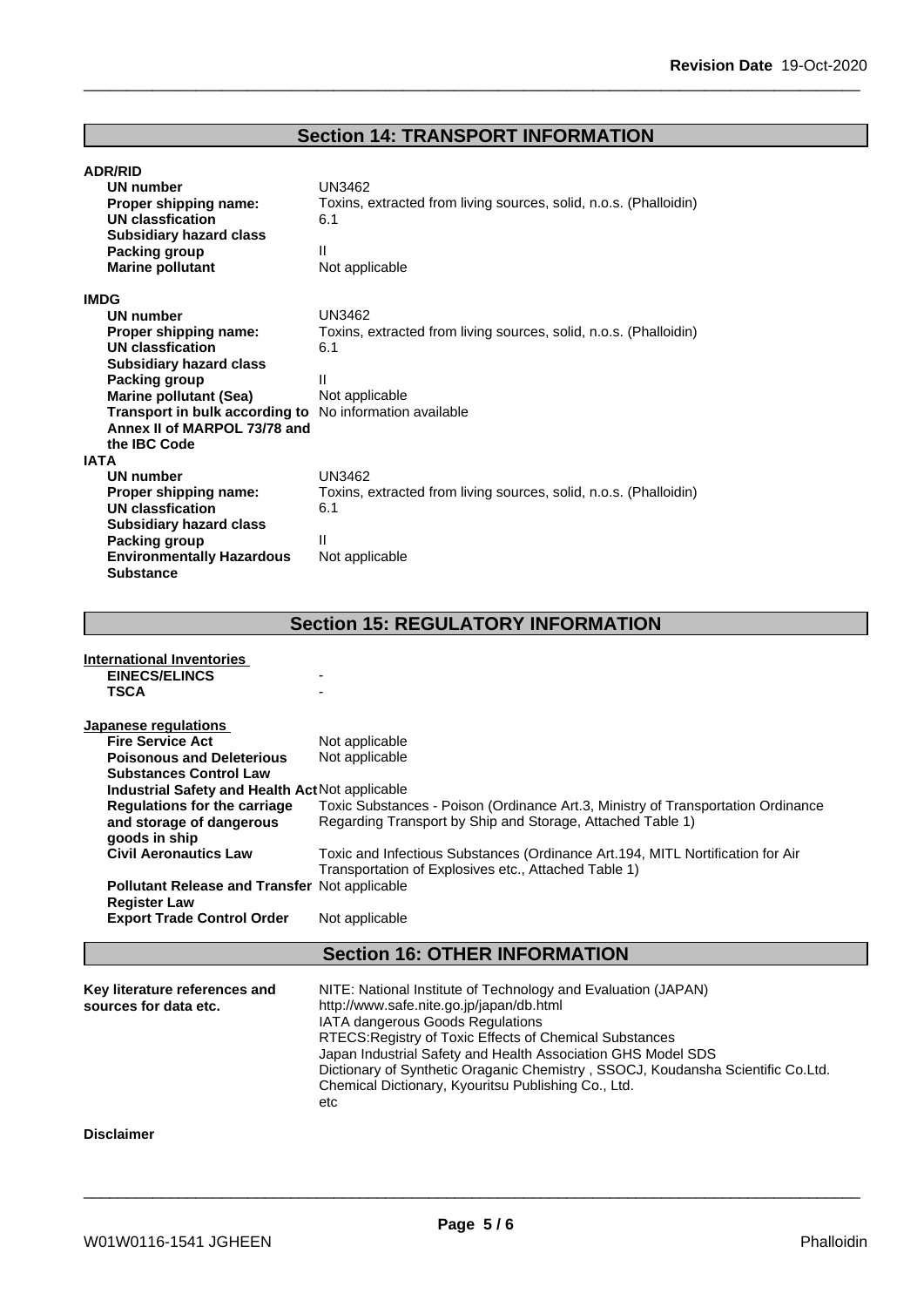## Section 14: TRANSPORT INFORMATION

**ADR/RID**

| | |
|---|---|
| **UN number** | UN3462 |
| **Proper shipping name:** | Toxins, extracted from living sources, solid, n.o.s. (Phalloidin) |
| **UN classfication** | 6.1 |
| **Subsidiary hazard class** | |
| **Packing group** | II |
| **Marine pollutant** | Not applicable |

**IMDG**

| | |
|---|---|
| **UN number** | UN3462 |
| **Proper shipping name:** | Toxins, extracted from living sources, solid, n.o.s. (Phalloidin) |
| **UN classfication** | 6.1 |
| **Subsidiary hazard class** | |
| **Packing group** | II |
| **Marine pollutant (Sea)** | Not applicable |
| **Transport in bulk according to Annex II of MARPOL 73/78 and the IBC Code** | No information available |

**IATA**

| | |
|---|---|
| **UN number** | UN3462 |
| **Proper shipping name:** | Toxins, extracted from living sources, solid, n.o.s. (Phalloidin) |
| **UN classfication** | 6.1 |
| **Subsidiary hazard class** | |
| **Packing group** | II |
| **Environmentally Hazardous Substance** | Not applicable |

## Section 15: REGULATORY INFORMATION

**International Inventories**

| | |
|---|---|
| **EINECS/ELINCS** | - |
| **TSCA** | - |

**Japanese regulations**

| | |
|---|---|
| **Fire Service Act** | Not applicable |
| **Poisonous and Deleterious Substances Control Law** | Not applicable |
| **Industrial Safety and Health Act** | Not applicable |
| **Regulations for the carriage and storage of dangerous goods in ship** | Toxic Substances - Poison (Ordinance Art.3, Ministry of Transportation Ordinance Regarding Transport by Ship and Storage, Attached Table 1) |
| **Civil Aeronautics Law** | Toxic and Infectious Substances (Ordinance Art.194, MITL Nortification for Air Transportation of Explosives etc., Attached Table 1) |
| **Pollutant Release and Transfer Register Law** | Not applicable |
| **Export Trade Control Order** | Not applicable |

## Section 16: OTHER INFORMATION

**Key literature references and sources for data etc.**

NITE: National Institute of Technology and Evaluation (JAPAN)
http://www.safe.nite.go.jp/japan/db.html
IATA dangerous Goods Regulations
RTECS:Registry of Toxic Effects of Chemical Substances
Japan Industrial Safety and Health Association GHS Model SDS
Dictionary of Synthetic Oraganic Chemistry , SSOCJ, Koudansha Scientific Co.Ltd.
Chemical Dictionary, Kyouritsu Publishing Co., Ltd.
etc

**Disclaimer**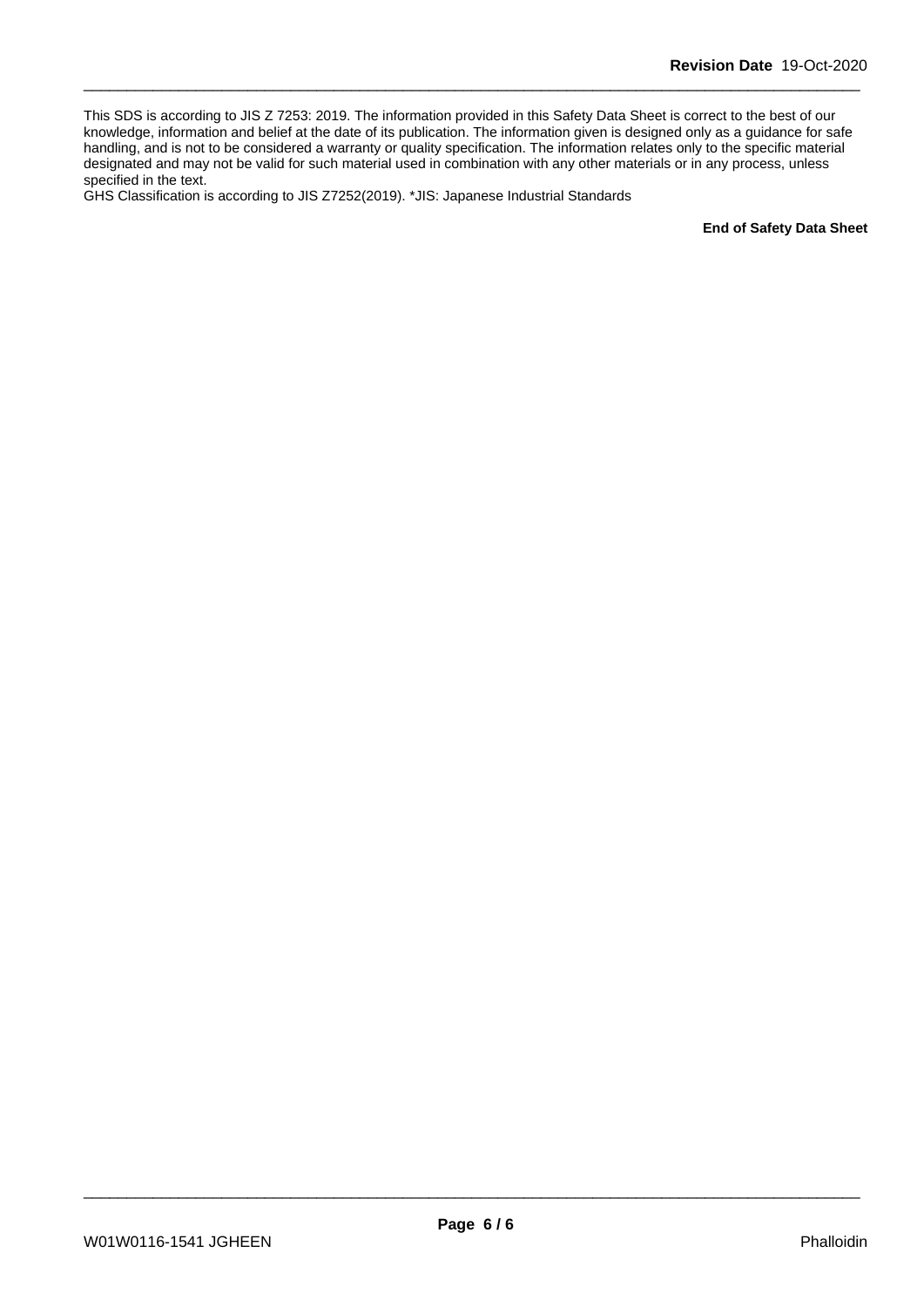This SDS is according to JIS Z 7253: 2019. The information provided in this Safety Data Sheet is correct to the best of our knowledge, information and belief at the date of its publication. The information given is designed only as a guidance for safe handling, and is not to be considered a warranty or quality specification. The information relates only to the specific material designated and may not be valid for such material used in combination with any other materials or in any process, unless specified in the text.
GHS Classification is according to JIS Z7252(2019). *JIS: Japanese Industrial Standards

**End of Safety Data Sheet**